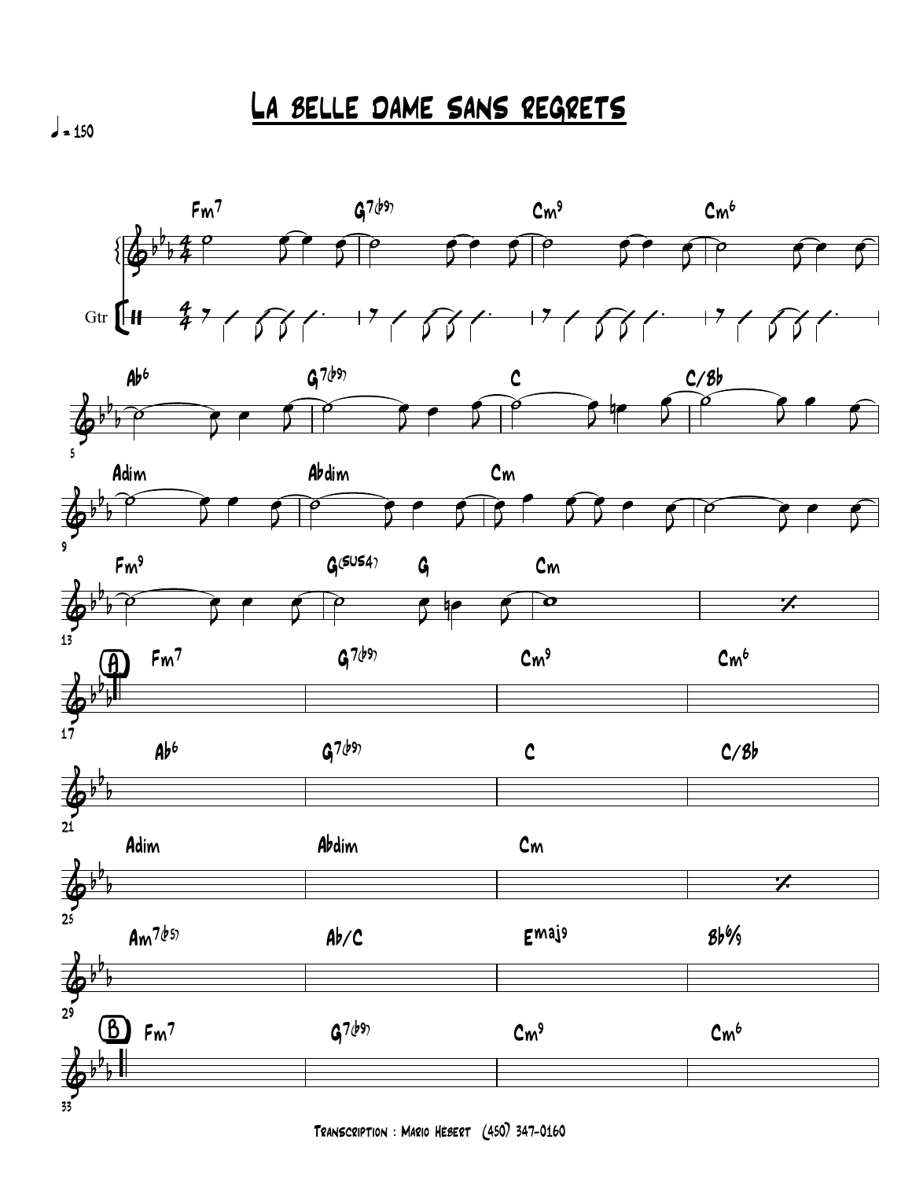# La belle dame sans regrets

♩ = 150

Transcription : Mario Hebert (450) 347-0160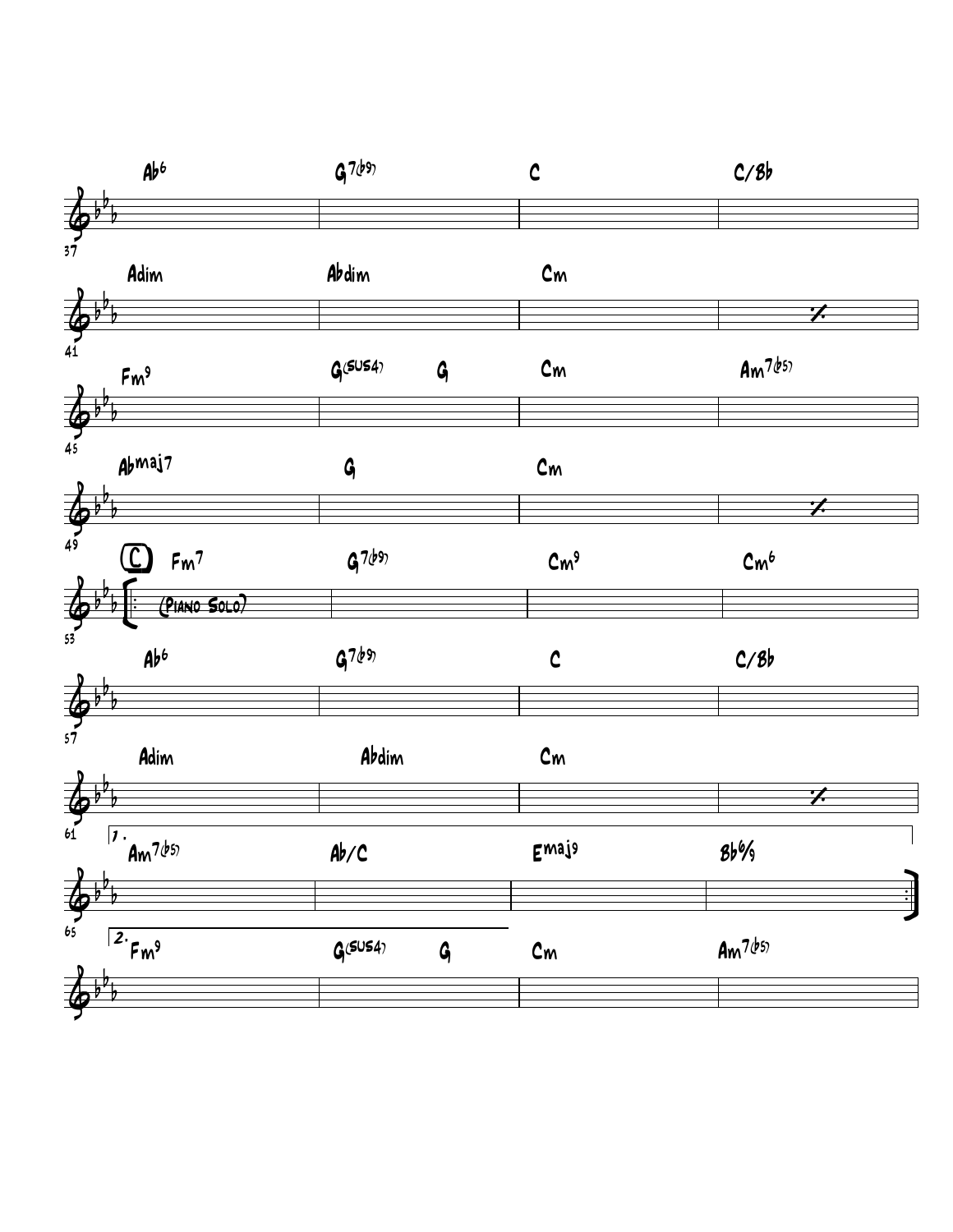| Measure | | | | |
|---|---|---|---|---|
| 37 | Ab6 | G7(b9) | C | C/Bb |
| 41 | Adim | Abdim | Cm | % |
| 45 | Fm9 | G(sus4) G | Cm | Am7(b5) |
| 49 | Abmaj7 | G | Cm | % |
| 53 | **C** ‖: Fm7 (Piano Solo) | G7(b9) | Cm9 | Cm6 |
| 57 | Ab6 | G7(b9) | C | C/Bb |
| 61 | Adim | Abdim | Cm | % |
| 65 | 1. Am7(b5) | Ab/C | Emaj9 | Bb6/9 :‖ |
| | 2. Fm9 | G(sus4) G | Cm | Am7(b5) |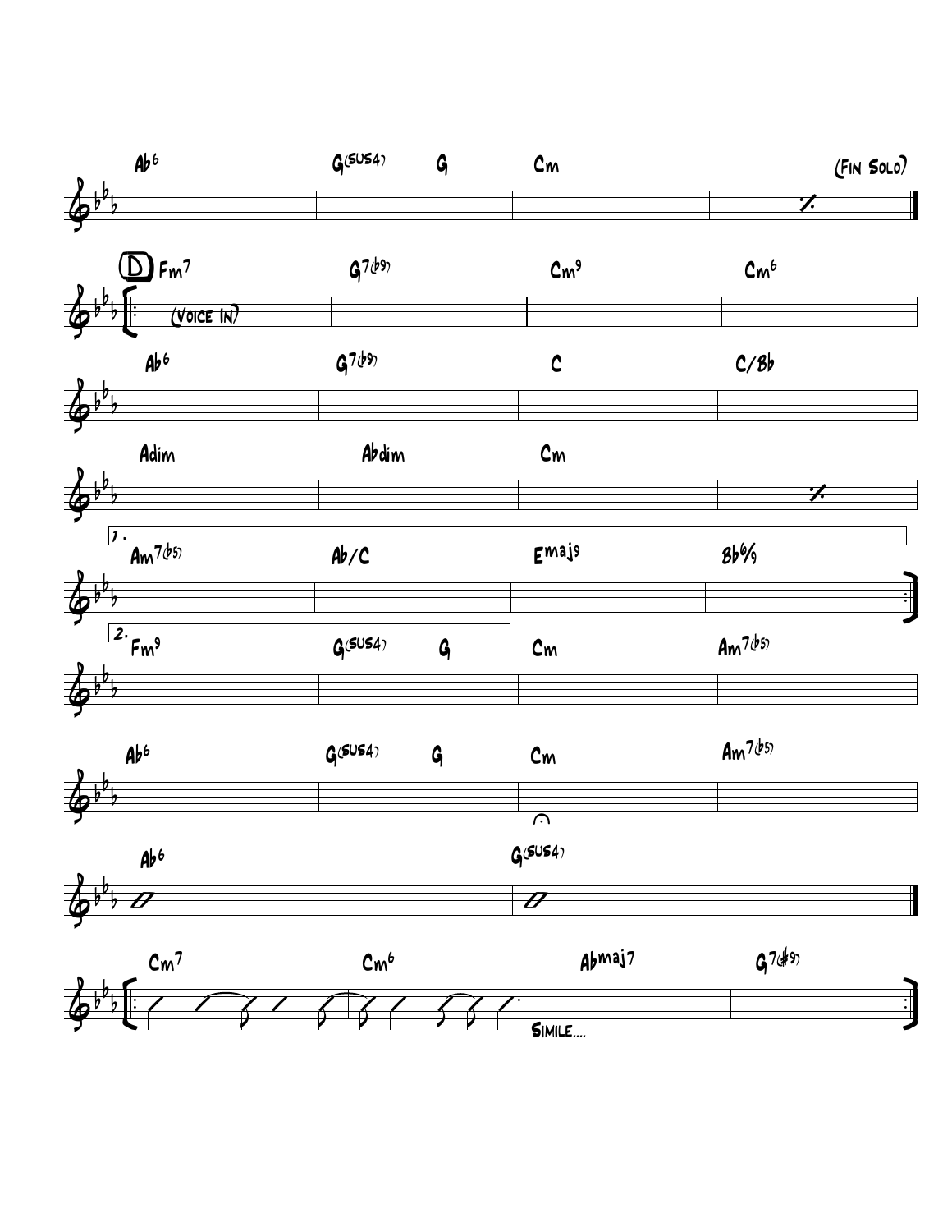Ab6 | G(sus4) G | Cm | %  (Fin Solo)

**D** Fm7 (Voice in) | G7(b9) | Cm9 | Cm6

Ab6 | G7(b9) | C | C/Bb

Adim | Abdim | Cm | %

1. Am7(b5) | Ab/C | Emaj9 | Bb6/9

2. Fm9 | G(sus4) G | Cm | Am7(b5)

Ab6 | G(sus4) G | Cm | Am7(b5)

Ab6 | G(sus4)

Cm7 | Cm6 | Abmaj7 | G7(#9)

Simile....